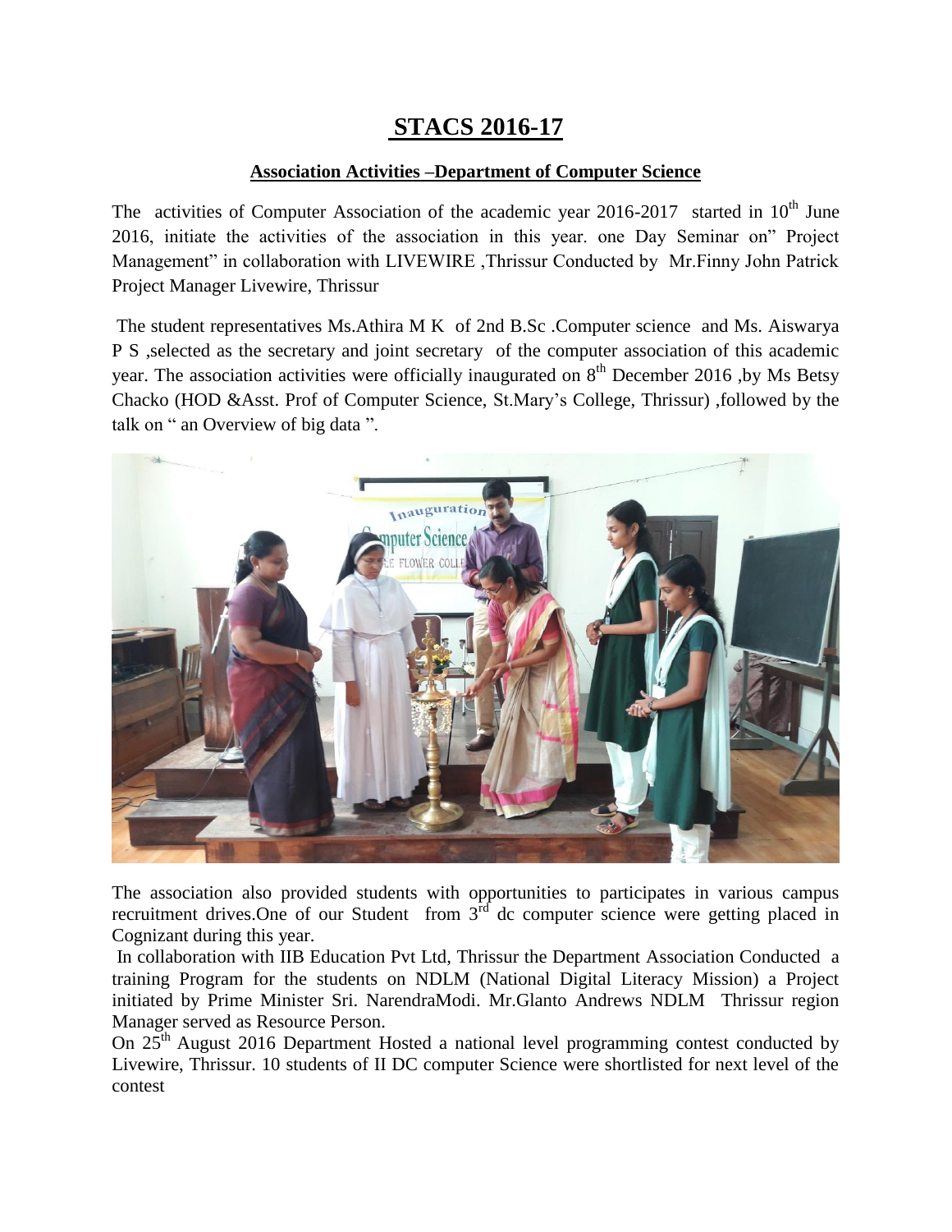# STACS 2016-17

**Association Activities –Department of Computer Science**

The activities of Computer Association of the academic year 2016-2017 started in 10th June 2016, initiate the activities of the association in this year. one Day Seminar on" Project Management" in collaboration with LIVEWIRE ,Thrissur Conducted by Mr.Finny John Patrick Project Manager Livewire, Thrissur

The student representatives Ms.Athira M K of 2nd B.Sc .Computer science and Ms. Aiswarya P S ,selected as the secretary and joint secretary of the computer association of this academic year. The association activities were officially inaugurated on 8th December 2016 ,by Ms Betsy Chacko (HOD &Asst. Prof of Computer Science, St.Mary's College, Thrissur) ,followed by the talk on " an Overview of big data ".

The association also provided students with opportunities to participates in various campus recruitment drives.One of our Student from 3rd dc computer science were getting placed in Cognizant during this year.

In collaboration with IIB Education Pvt Ltd, Thrissur the Department Association Conducted a training Program for the students on NDLM (National Digital Literacy Mission) a Project initiated by Prime Minister Sri. NarendraModi. Mr.Glanto Andrews NDLM Thrissur region Manager served as Resource Person.

On 25th August 2016 Department Hosted a national level programming contest conducted by Livewire, Thrissur. 10 students of II DC computer Science were shortlisted for next level of the contest